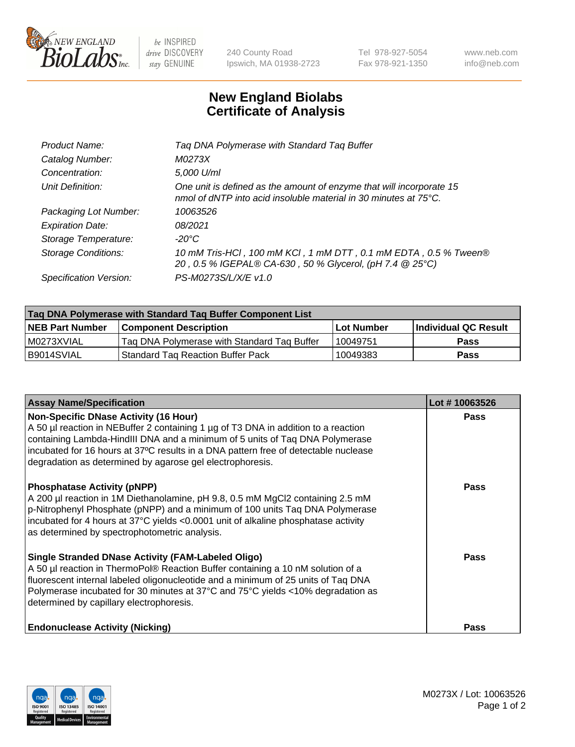# New England Biolabs Certificate of Analysis

| | |
|---|---|
| *Product Name:* | *Taq DNA Polymerase with Standard Taq Buffer* |
| *Catalog Number:* | *M0273X* |
| *Concentration:* | *5,000 U/ml* |
| *Unit Definition:* | *One unit is defined as the amount of enzyme that will incorporate 15 nmol of dNTP into acid insoluble material in 30 minutes at 75°C.* |
| *Packaging Lot Number:* | *10063526* |
| *Expiration Date:* | *08/2021* |
| *Storage Temperature:* | *-20°C* |
| *Storage Conditions:* | *10 mM Tris-HCl , 100 mM KCl , 1 mM DTT , 0.1 mM EDTA , 0.5 % Tween® 20 , 0.5 % IGEPAL® CA-630 , 50 % Glycerol, (pH 7.4 @ 25°C)* |
| *Specification Version:* | *PS-M0273S/L/X/E v1.0* |

| Taq DNA Polymerase with Standard Taq Buffer Component List | | | |
|---|---|---|---|
| **NEB Part Number** | **Component Description** | **Lot Number** | **Individual QC Result** |
| M0273XVIAL | Taq DNA Polymerase with Standard Taq Buffer | 10049751 | **Pass** |
| B9014SVIAL | Standard Taq Reaction Buffer Pack | 10049383 | **Pass** |

| Assay Name/Specification | Lot # 10063526 |
|---|---|
| **Non-Specific DNase Activity (16 Hour)**<br>A 50 µl reaction in NEBuffer 2 containing 1 µg of T3 DNA in addition to a reaction containing Lambda-HindIII DNA and a minimum of 5 units of Taq DNA Polymerase incubated for 16 hours at 37ºC results in a DNA pattern free of detectable nuclease degradation as determined by agarose gel electrophoresis. | **Pass** |
| **Phosphatase Activity (pNPP)**<br>A 200 µl reaction in 1M Diethanolamine, pH 9.8, 0.5 mM $MgCl_2$ containing 2.5 mM p-Nitrophenyl Phosphate (pNPP) and a minimum of 100 units Taq DNA Polymerase incubated for 4 hours at 37°C yields <0.0001 unit of alkaline phosphatase activity as determined by spectrophotometric analysis. | **Pass** |
| **Single Stranded DNase Activity (FAM-Labeled Oligo)**<br>A 50 µl reaction in ThermoPol® Reaction Buffer containing a 10 nM solution of a fluorescent internal labeled oligonucleotide and a minimum of 25 units of Taq DNA Polymerase incubated for 30 minutes at 37°C and 75°C yields <10% degradation as determined by capillary electrophoresis. | **Pass** |
| **Endonuclease Activity (Nicking)** | **Pass** |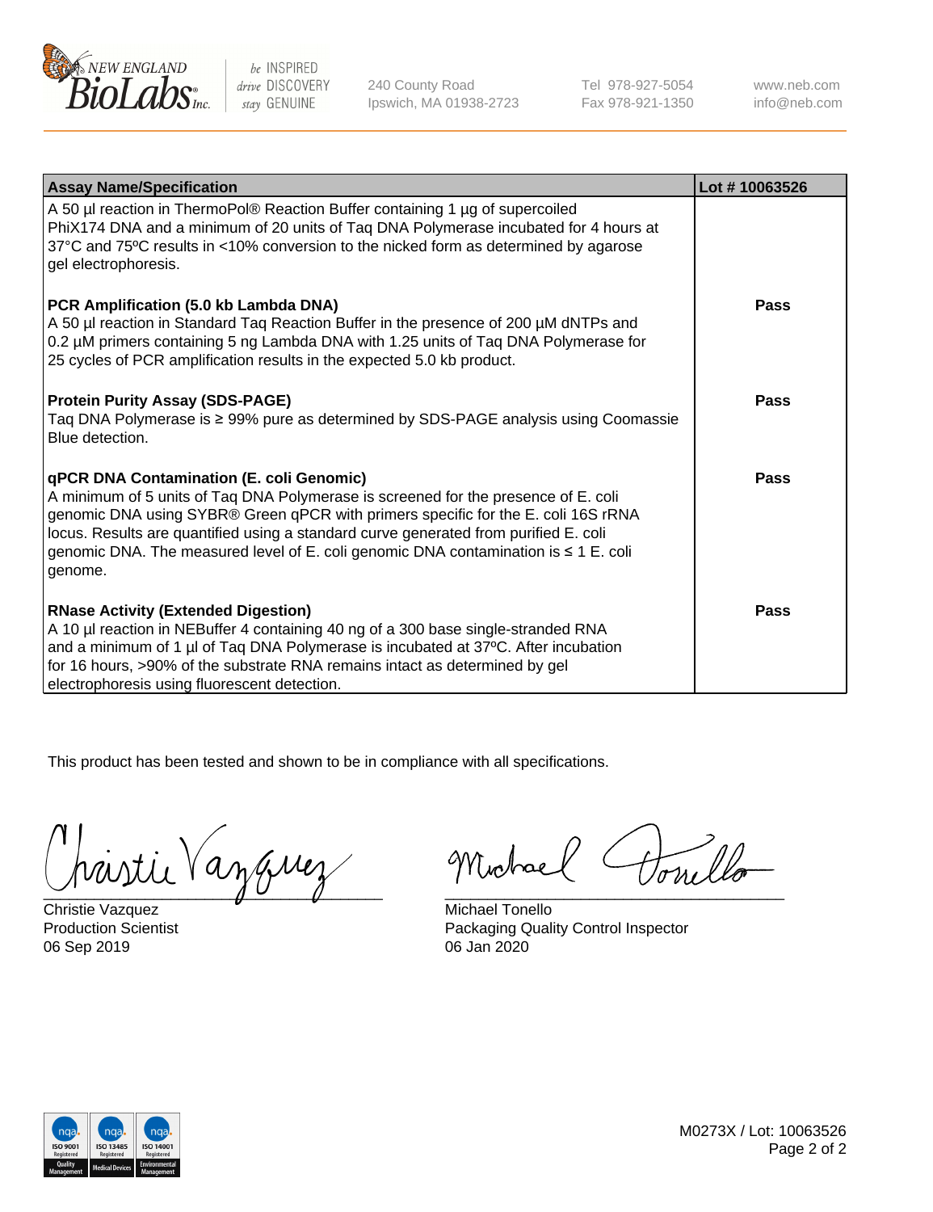| Assay Name/Specification | Lot # 10063526 |
|---|---|
| A 50 µl reaction in ThermoPol® Reaction Buffer containing 1 µg of supercoiled PhiX174 DNA and a minimum of 20 units of Taq DNA Polymerase incubated for 4 hours at 37°C and 75ºC results in <10% conversion to the nicked form as determined by agarose gel electrophoresis. | |
| **PCR Amplification (5.0 kb Lambda DNA)**<br>A 50 µl reaction in Standard Taq Reaction Buffer in the presence of 200 µM dNTPs and 0.2 µM primers containing 5 ng Lambda DNA with 1.25 units of Taq DNA Polymerase for 25 cycles of PCR amplification results in the expected 5.0 kb product. | **Pass** |
| **Protein Purity Assay (SDS-PAGE)**<br>Taq DNA Polymerase is ≥ 99% pure as determined by SDS-PAGE analysis using Coomassie Blue detection. | **Pass** |
| **qPCR DNA Contamination (E. coli Genomic)**<br>A minimum of 5 units of Taq DNA Polymerase is screened for the presence of E. coli genomic DNA using SYBR® Green qPCR with primers specific for the E. coli 16S rRNA locus. Results are quantified using a standard curve generated from purified E. coli genomic DNA. The measured level of E. coli genomic DNA contamination is ≤ 1 E. coli genome. | **Pass** |
| **RNase Activity (Extended Digestion)**<br>A 10 µl reaction in NEBuffer 4 containing 40 ng of a 300 base single-stranded RNA and a minimum of 1 µl of Taq DNA Polymerase is incubated at 37ºC. After incubation for 16 hours, >90% of the substrate RNA remains intact as determined by gel electrophoresis using fluorescent detection. | **Pass** |

This product has been tested and shown to be in compliance with all specifications.

Christie Vazquez
Production Scientist
06 Sep 2019

Michael Tonello
Packaging Quality Control Inspector
06 Jan 2020

M0273X / Lot: 10063526